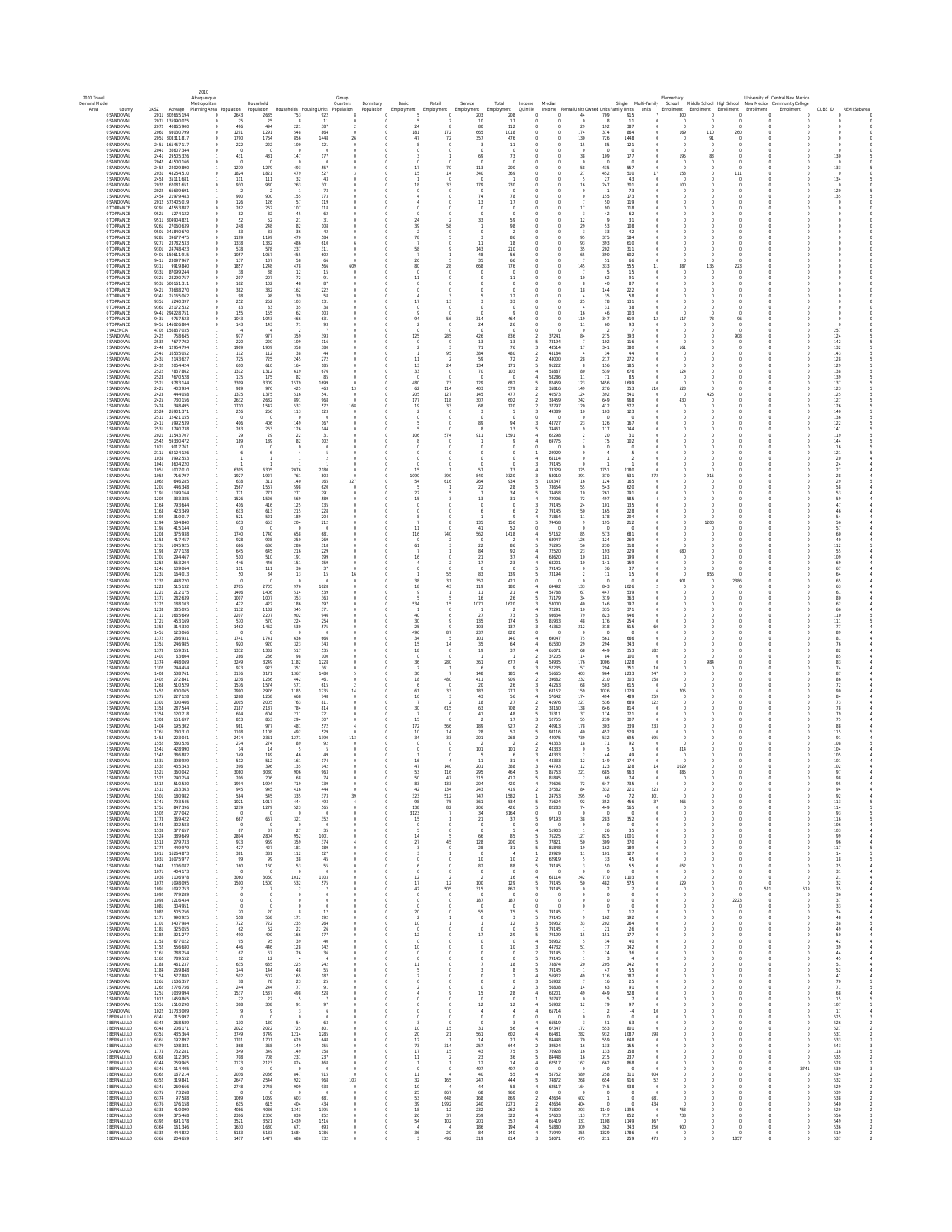| 2010 Travel Demand Model Area | County | DASZ | Acreage | 2010 Albuquerque Metropolitan Planning Area | Population | Household Population | Households | Housing Units | Group Quarters Population | Dormitory Population | Basic Employment | Retail Employment | Service Employment | Total Employment | Income Quintile | Median Income | Rental Units | Owned Units | Single Family Units | Multi-Family units | Elementary School Enrollment | Middle School Enrollment | High School Enrollment | University of New Mexico Enrollment | Central New Mexico Community College Enrollment | CUBE ID | REMI Subarea |
|---|---|---|---|---|---|---|---|---|---|---|---|---|---|---|---|---|---|---|---|---|---|---|---|---|---|---|---|
| 0 | SANDOVAL | 2011 | 302665.194 | 0 | 2643 | 2635 | 753 | 922 | 8 | 0 | 5 | 0 | 203 | 208 | 0 | 0 | 44 | 709 | 915 | 7 | 300 | 0 | 0 | 0 | 0 | 0 | 0 |
| 0 | SANDOVAL | 2071 | 135990.075 | 0 | 25 | 25 | 8 | 11 | 0 | 0 | 5 | 2 | 10 | 17 | 0 | 0 | 0 | 8 | 11 | 0 | 0 | 0 | 0 | 0 | 0 | 0 | 0 |
| 0 | SANDOVAL | 2072 | 40865.900 | 0 | 486 | 494 | 221 | 397 | 2 | 0 | 24 | 8 | 80 | 112 | 0 | 0 | 29 | 192 | 387 | 0 | 0 | 0 | 0 | 0 | 0 | 0 | 0 |
| 0 | SANDOVAL | 2061 | 93030.799 | 0 | 1291 | 1291 | 548 | 864 | 0 | 0 | 181 | 172 | 665 | 1018 | 0 | 0 | 174 | 374 | 864 | 0 | 169 | 110 | 260 | 0 | 0 | 0 | 0 |
| 0 | SANDOVAL | 2051 | 303311.817 | 0 | 1780 | 1764 | 856 | 1448 | 26 | 0 | 47 | 72 | 357 | 476 | 0 | 0 | 130 | 726 | 1448 | 0 | 0 | 91 | 0 | 0 | 0 | 0 | 0 |
| 0 | SANDOVAL | 2451 | 165457.117 | 0 | 222 | 222 | 100 | 121 | 0 | 0 | 8 | 0 | 3 | 11 | 0 | 0 | 15 | 85 | 121 | 0 | 0 | 0 | 0 | 0 | 0 | 0 | 0 |
| 0 | SANDOVAL | 2041 | 36607.344 | 0 | 0 | 0 | 0 | 0 | 0 | 0 | 0 | 0 | 0 | 0 | 0 | 0 | 0 | 0 | 0 | 0 | 0 | 0 | 0 | 0 | 0 | 0 | 0 |
| 1 | SANDOVAL | 2442 | 29505.326 | 1 | 431 | 431 | 147 | 177 | 0 | 0 | 3 | 1 | 69 | 73 | 0 | 0 | 38 | 109 | 177 | 0 | 295 | 83 | 0 | 0 | 0 | 130 | 5 |
| 0 | SANDOVAL | 2042 | 41500.166 | 0 | 0 | 0 | 0 | 0 | 0 | 0 | 0 | 0 | 0 | 0 | 0 | 0 | 0 | 0 | 0 | 0 | 0 | 0 | 0 | 0 | 0 | 0 | 0 |
| 1 | SANDOVAL | 2452 | 24029.890 | 1 | 1279 | 1279 | 491 | 557 | 0 | 0 | 17 | 70 | 113 | 200 | 0 | 0 | 58 | 435 | 557 | 0 | 0 | 0 | 0 | 0 | 0 | 133 | 5 |
| 0 | SANDOVAL | 2031 | 43254.510 | 0 | 1824 | 1821 | 476 | 527 | 3 | 0 | 15 | 14 | 340 | 369 | 0 | 0 | 27 | 452 | 510 | 17 | 153 | 0 | 111 | 0 | 0 | 0 | 0 |
| 1 | SANDOVAL | 2453 | 35111.681 | 1 | 111 | 111 | 32 | 43 | 0 | 0 | 0 | 0 | 0 | 0 | 0 | 0 | 5 | 27 | 43 | 0 | 0 | 0 | 0 | 0 | 0 | 134 | 5 |
| 0 | SANDOVAL | 2032 | 62081.651 | 0 | 930 | 930 | 263 | 301 | 0 | 0 | 18 | 33 | 179 | 230 | 0 | 0 | 16 | 247 | 301 | 0 | 100 | 0 | 0 | 0 | 0 | 0 | 0 |
| 1 | SANDOVAL | 2022 | 68639.691 | 1 | 2 | 2 | 1 | 73 | 0 | 0 | 0 | 0 | 0 | 0 | 0 | 0 | 1 | 1 | 73 | 0 | 0 | 0 | 0 | 0 | 0 | 120 | 5 |
| 1 | SANDOVAL | 2454 | 21879.483 | 1 | 900 | 900 | 155 | 173 | 0 | 0 | 4 | 0 | 74 | 78 | 0 | 0 | 0 | 155 | 173 | 0 | 0 | 0 | 0 | 0 | 0 | 135 | 5 |
| 0 | SANDOVAL | 2012 | 572405.019 | 0 | 126 | 126 | 57 | 119 | 0 | 0 | 4 | 0 | 13 | 17 | 0 | 0 | 7 | 50 | 119 | 0 | 0 | 0 | 0 | 0 | 0 | 0 | 0 |
| 0 | TORRANCE | 9291 | 47553.887 | 0 | 262 | 262 | 107 | 118 | 0 | 0 | 0 | 0 | 0 | 0 | 0 | 0 | 17 | 90 | 118 | 0 | 0 | 0 | 0 | 0 | 0 | 0 | 0 |
| 0 | TORRANCE | 9521 | 1274.122 | 0 | 82 | 82 | 45 | 62 | 0 | 0 | 0 | 0 | 0 | 0 | 0 | 0 | 3 | 42 | 62 | 0 | 0 | 0 | 0 | 0 | 0 | 0 | 0 |
| 0 | TORRANCE | 9511 | 304904.821 | 0 | 52 | 52 | 21 | 31 | 0 | 0 | 24 | 2 | 33 | 59 | 0 | 0 | 12 | 9 | 31 | 0 | 0 | 0 | 0 | 0 | 0 | 0 | 0 |
| 0 | TORRANCE | 9261 | 27060.639 | 0 | 248 | 248 | 82 | 108 | 0 | 0 | 39 | 58 | 1 | 98 | 0 | 0 | 29 | 53 | 108 | 0 | 0 | 0 | 0 | 0 | 0 | 0 | 0 |
| 0 | TORRANCE | 9501 | 241840.670 | 0 | 83 | 83 | 36 | 42 | 0 | 0 | 2 | 0 | 0 | 2 | 0 | 0 | 3 | 33 | 42 | 0 | 0 | 0 | 0 | 0 | 0 | 0 | 0 |
| 0 | TORRANCE | 9281 | 39677.475 | 0 | 1199 | 1199 | 470 | 584 | 0 | 0 | 78 | 5 | 3 | 86 | 0 | 0 | 95 | 375 | 584 | 0 | 0 | 0 | 0 | 0 | 0 | 0 | 0 |
| 0 | TORRANCE | 9271 | 23782.533 | 0 | 1338 | 1332 | 486 | 610 | 6 | 0 | 7 | 0 | 11 | 18 | 0 | 0 | 93 | 393 | 610 | 0 | 0 | 0 | 0 | 0 | 0 | 0 | 0 |
| 0 | TORRANCE | 9301 | 24748.423 | 0 | 578 | 578 | 237 | 311 | 0 | 0 | 58 | 9 | 143 | 210 | 0 | 0 | 35 | 202 | 311 | 0 | 0 | 0 | 0 | 0 | 0 | 0 | 0 |
| 0 | TORRANCE | 9401 | 150811.915 | 0 | 1057 | 1057 | 455 | 602 | 0 | 0 | 7 | 1 | 48 | 56 | 0 | 0 | 65 | 390 | 602 | 0 | 0 | 0 | 0 | 0 | 0 | 0 | 0 |
| 0 | TORRANCE | 9411 | 23097.967 | 0 | 137 | 137 | 58 | 66 | 0 | 0 | 26 | 5 | 35 | 66 | 0 | 0 | 7 | 51 | 66 | 0 | 0 | 0 | 0 | 0 | 0 | 0 | 0 |
| 0 | TORRANCE | 9311 | 9919.840 | 0 | 1857 | 1248 | 478 | 566 | 609 | 0 | 80 | 28 | 668 | 776 | 0 | 0 | 145 | 333 | 555 | 11 | 387 | 135 | 223 | 0 | 0 | 0 | 0 |
| 0 | TORRANCE | 9331 | 87099.344 | 0 | 38 | 38 | 12 | 15 | 0 | 0 | 0 | 0 | 0 | 0 | 0 | 0 | 7 | 5 | 15 | 0 | 0 | 0 | 0 | 0 | 0 | 0 | 0 |
| 0 | TORRANCE | 9321 | 28290.757 | 0 | 207 | 207 | 72 | 91 | 0 | 0 | 11 | 0 | 0 | 11 | 0 | 0 | 10 | 62 | 91 | 0 | 0 | 0 | 0 | 0 | 0 | 0 | 0 |
| 0 | TORRANCE | 9531 | 500161.311 | 0 | 102 | 102 | 48 | 87 | 0 | 0 | 0 | 0 | 0 | 0 | 0 | 0 | 8 | 40 | 87 | 0 | 0 | 0 | 0 | 0 | 0 | 0 | 0 |
| 0 | TORRANCE | 9421 | 78688.270 | 0 | 382 | 382 | 162 | 222 | 0 | 0 | 0 | 0 | 0 | 0 | 0 | 0 | 18 | 144 | 222 | 0 | 0 | 0 | 0 | 0 | 0 | 0 | 0 |
| 0 | TORRANCE | 9341 | 25165.062 | 0 | 98 | 98 | 39 | 58 | 0 | 0 | 4 | 3 | 5 | 12 | 0 | 0 | 4 | 35 | 58 | 0 | 0 | 0 | 0 | 0 | 0 | 0 | 0 |
| 0 | TORRANCE | 9351 | 5240.397 | 0 | 252 | 252 | 103 | 131 | 0 | 0 | 17 | 13 | 3 | 33 | 0 | 0 | 25 | 78 | 131 | 0 | 0 | 0 | 0 | 0 | 0 | 0 | 0 |
| 0 | TORRANCE | 9361 | 22172.532 | 0 | 83 | 83 | 35 | 38 | 0 | 0 | 0 | 0 | 0 | 0 | 0 | 0 | 4 | 31 | 38 | 0 | 0 | 0 | 0 | 0 | 0 | 0 | 0 |
| 0 | TORRANCE | 9441 | 294228.751 | 0 | 155 | 155 | 62 | 103 | 0 | 0 | 9 | 0 | 0 | 9 | 0 | 0 | 16 | 46 | 103 | 0 | 0 | 0 | 0 | 0 | 0 | 0 | 0 |
| 0 | TORRANCE | 9431 | 9767.523 | 0 | 1043 | 1043 | 466 | 631 | 0 | 0 | 44 | 56 | 314 | 464 | 0 | 0 | 119 | 347 | 619 | 12 | 117 | 78 | 96 | 0 | 0 | 0 | 0 |
| 0 | TORRANCE | 9451 | 145026.804 | 0 | 143 | 143 | 71 | 93 | 0 | 0 | 2 | 0 | 24 | 26 | 0 | 0 | 11 | 60 | 93 | 0 | 0 | 0 | 0 | 0 | 0 | 0 | 0 |
| 1 | VALENCIA | 4702 | 156837.035 | 1 | 4 | 4 | 2 | 7 | 0 | 0 | 0 | 0 | 0 | 0 | 0 | 0 | 0 | 2 | 7 | 0 | 0 | 0 | 0 | 0 | 0 | 257 | 8 |
| 1 | SANDOVAL | 2422 | 758.645 | 1 | 977 | 977 | 359 | 393 | 0 | 0 | 125 | 285 | 426 | 836 | 2 | 37241 | 84 | 275 | 393 | 0 | 0 | 0 | 908 | 0 | 0 | 124 | 5 |
| 1 | SANDOVAL | 2532 | 7677.702 | 1 | 220 | 220 | 109 | 116 | 0 | 0 | 0 | 0 | 13 | 13 | 5 | 78194 | 7 | 102 | 116 | 0 | 0 | 0 | 0 | 0 | 0 | 142 | 5 |
| 1 | SANDOVAL | 2443 | 12854.794 | 1 | 1909 | 1909 | 358 | 380 | 0 | 0 | 2 | 3 | 71 | 76 | 3 | 43514 | 17 | 341 | 380 | 0 | 161 | 0 | 0 | 0 | 0 | 132 | 5 |
| 1 | SANDOVAL | 2541 | 16535.052 | 1 | 112 | 112 | 38 | 44 | 0 | 0 | 1 | 95 | 384 | 480 | 2 | 43184 | 4 | 34 | 44 | 0 | 0 | 0 | 0 | 0 | 0 | 143 | 5 |
| 1 | SANDOVAL | 2431 | 2143.627 | 1 | 725 | 725 | 245 | 272 | 0 | 0 | 11 | 2 | 59 | 72 | 2 | 43000 | 28 | 217 | 272 | 0 | 0 | 0 | 0 | 0 | 0 | 128 | 5 |
| 1 | SANDOVAL | 2432 | 2054.424 | 1 | 610 | 610 | 164 | 185 | 0 | 0 | 13 | 24 | 134 | 171 | 5 | 91222 | 8 | 156 | 185 | 0 | 0 | 0 | 0 | 0 | 0 | 129 | 5 |
| 1 | SANDOVAL | 2522 | 7837.862 | 1 | 1312 | 1312 | 619 | 676 | 0 | 0 | 33 | 0 | 70 | 103 | 4 | 55887 | 80 | 539 | 676 | 0 | 124 | 0 | 0 | 0 | 0 | 138 | 5 |
| 1 | SANDOVAL | 2523 | 7670.528 | 1 | 175 | 175 | 82 | 85 | 0 | 0 | 0 | 0 | 0 | 0 | 4 | 58286 | 11 | 71 | 85 | 0 | 0 | 0 | 0 | 0 | 0 | 139 | 5 |
| 1 | SANDOVAL | 2521 | 9783.144 | 1 | 3309 | 3309 | 1579 | 1699 | 0 | 0 | 480 | 73 | 129 | 682 | 5 | 82459 | 123 | 1456 | 1699 | 0 | 0 | 0 | 0 | 0 | 0 | 137 | 5 |
| 1 | SANDOVAL | 2421 | 403.934 | 1 | 989 | 976 | 425 | 463 | 13 | 0 | 82 | 114 | 403 | 579 | 2 | 35816 | 149 | 276 | 353 | 110 | 523 | 0 | 0 | 0 | 0 | 123 | 5 |
| 1 | SANDOVAL | 2423 | 444.058 | 1 | 1375 | 1375 | 516 | 541 | 0 | 0 | 205 | 127 | 145 | 477 | 2 | 40573 | 124 | 392 | 541 | 0 | 0 | 425 | 0 | 0 | 0 | 125 | 5 |
| 1 | SANDOVAL | 2425 | 730.156 | 1 | 2632 | 2632 | 891 | 968 | 0 | 0 | 177 | 118 | 307 | 602 | 3 | 38459 | 242 | 649 | 968 | 0 | 430 | 0 | 0 | 0 | 0 | 127 | 5 |
| 1 | SANDOVAL | 2424 | 348.495 | 1 | 1710 | 1542 | 532 | 572 | 168 | 0 | 19 | 33 | 68 | 120 | 2 | 37797 | 120 | 412 | 572 | 0 | 0 | 0 | 0 | 0 | 0 | 126 | 5 |
| 1 | SANDOVAL | 2526 | 26901.371 | 1 | 256 | 256 | 113 | 123 | 0 | 0 | 2 | 0 | 3 | 5 | 3 | 49389 | 10 | 103 | 123 | 0 | 0 | 0 | 0 | 0 | 0 | 140 | 5 |
| 1 | SANDOVAL | 2511 | 12421.155 | 1 | 0 | 0 | 0 | 0 | 0 | 0 | 0 | 0 | 0 | 0 | 0 | 0 | 0 | 0 | 0 | 0 | 0 | 0 | 0 | 0 | 0 | 136 | 5 |
| 1 | SANDOVAL | 2411 | 5992.539 | 1 | 406 | 406 | 149 | 167 | 0 | 0 | 5 | 0 | 89 | 94 | 3 | 43727 | 23 | 126 | 167 | 0 | 0 | 0 | 0 | 0 | 0 | 122 | 5 |
| 1 | SANDOVAL | 2531 | 3740.738 | 1 | 263 | 263 | 126 | 144 | 0 | 0 | 5 | 0 | 8 | 13 | 5 | 74461 | 9 | 117 | 144 | 0 | 0 | 0 | 0 | 0 | 0 | 141 | 5 |
| 1 | SANDOVAL | 2021 | 11543.707 | 1 | 29 | 29 | 22 | 31 | 0 | 0 | 106 | 574 | 911 | 1591 | 4 | 62298 | 2 | 20 | 31 | 0 | 0 | 0 | 0 | 0 | 0 | 119 | 5 |
| 1 | SANDOVAL | 2542 | 59330.472 | 1 | 189 | 189 | 82 | 102 | 0 | 0 | 8 | 0 | 1 | 9 | 4 | 69775 | 7 | 75 | 102 | 0 | 0 | 0 | 0 | 0 | 0 | 144 | 5 |
| 1 | SANDOVAL | 1021 | 9017.761 | 1 | 0 | 0 | 0 | 0 | 0 | 0 | 0 | 0 | 0 | 0 | 0 | 0 | 0 | 0 | 0 | 0 | 0 | 0 | 0 | 0 | 0 | 16 | 5 |
| 1 | SANDOVAL | 2111 | 62124.126 | 1 | 6 | 6 | 4 | 5 | 0 | 0 | 0 | 0 | 0 | 0 | 1 | 29929 | 0 | 4 | 5 | 0 | 0 | 0 | 0 | 0 | 0 | 121 | 5 |
| 1 | SANDOVAL | 1031 | 5992.553 | 1 | 1 | 1 | 1 | 2 | 0 | 0 | 0 | 0 | 0 | 0 | 1 | 65114 | 0 | 1 | 2 | 0 | 0 | 0 | 0 | 0 | 0 | 20 | 4 |
| 1 | SANDOVAL | 1041 | 3604.220 | 1 | 1 | 1 | 1 | 1 | 0 | 0 | 0 | 0 | 0 | 0 | 3 | 79145 | 0 | 1 | 1 | 0 | 0 | 0 | 0 | 0 | 0 | 24 | 4 |
| 1 | SANDOVAL | 1051 | 1007.010 | 1 | 6305 | 6305 | 2076 | 2180 | 0 | 0 | 15 | 1 | 57 | 73 | 4 | 73329 | 325 | 1751 | 2180 | 0 | 0 | 0 | 0 | 0 | 0 | 27 | 4 |
| 1 | SANDOVAL | 1052 | 716.797 | 1 | 1927 | 1927 | 761 | 803 | 0 | 0 | 1090 | 390 | 840 | 2320 | 3 | 58010 | 391 | 370 | 531 | 272 | 0 | 915 | 0 | 0 | 0 | 28 | 4 |
| 1 | SANDOVAL | 1062 | 646.285 | 1 | 638 | 311 | 140 | 165 | 327 | 0 | 94 | 616 | 264 | 934 | 5 | 103347 | 16 | 124 | 165 | 0 | 0 | 0 | 0 | 0 | 0 | 29 | 5 |
| 1 | SANDOVAL | 1201 | 446.348 | 1 | 1567 | 1567 | 598 | 620 | 0 | 0 | 1 | 5 | 22 | 28 | 5 | 78654 | 55 | 543 | 620 | 0 | 0 | 0 | 0 | 0 | 0 | 58 | 4 |
| 1 | SANDOVAL | 1191 | 1149.164 | 1 | 771 | 771 | 271 | 291 | 0 | 0 | 22 | 5 | 7 | 34 | 5 | 74458 | 10 | 261 | 291 | 0 | 0 | 0 | 0 | 0 | 0 | 53 | 4 |
| 1 | SANDOVAL | 1202 | 333.385 | 1 | 1526 | 1526 | 569 | 589 | 0 | 0 | 15 | 3 | 13 | 31 | 4 | 72906 | 72 | 497 | 585 | 4 | 0 | 0 | 0 | 0 | 0 | 59 | 4 |
| 1 | SANDOVAL | 1164 | 793.644 | 1 | 416 | 416 | 125 | 135 | 0 | 0 | 0 | 0 | 0 | 0 | 3 | 79145 | 24 | 101 | 135 | 0 | 0 | 0 | 0 | 0 | 0 | 47 | 4 |
| 1 | SANDOVAL | 1163 | 423.349 | 1 | 613 | 613 | 215 | 228 | 0 | 0 | 0 | 0 | 6 | 6 | 2 | 79145 | 50 | 165 | 228 | 0 | 0 | 0 | 0 | 0 | 0 | 46 | 4 |
| 1 | SANDOVAL | 1192 | 310.017 | 1 | 521 | 521 | 189 | 204 | 0 | 0 | 8 | 0 | 1 | 9 | 4 | 71864 | 11 | 178 | 204 | 0 | 0 | 0 | 0 | 0 | 0 | 54 | 4 |
| 1 | SANDOVAL | 1194 | 584.840 | 1 | 653 | 653 | 204 | 212 | 0 | 0 | 7 | 8 | 135 | 150 | 5 | 74458 | 9 | 195 | 212 | 0 | 0 | 1200 | 0 | 0 | 0 | 56 | 4 |
| 1 | SANDOVAL | 1195 | 415.144 | 1 | 0 | 0 | 0 | 0 | 0 | 0 | 11 | 0 | 41 | 52 | 0 | 0 | 0 | 0 | 0 | 0 | 0 | 0 | 0 | 0 | 0 | 57 | 4 |
| 1 | SANDOVAL | 1203 | 375.938 | 1 | 1740 | 1740 | 658 | 681 | 0 | 0 | 116 | 740 | 562 | 1418 | 4 | 57162 | 85 | 573 | 681 | 0 | 0 | 0 | 0 | 0 | 0 | 60 | 4 |
| 1 | SANDOVAL | 1153 | 417.457 | 1 | 928 | 928 | 250 | 269 | 0 | 0 | 0 | 0 | 2 | 2 | 4 | 63947 | 126 | 124 | 269 | 0 | 0 | 0 | 0 | 0 | 0 | 40 | 4 |
| 1 | SANDOVAL | 1731 | 1045.825 | 1 | 686 | 686 | 286 | 318 | 0 | 0 | 61 | 3 | 22 | 86 | 5 | 76295 | 56 | 230 | 318 | 0 | 0 | 0 | 0 | 0 | 0 | 112 | 5 |
| 1 | SANDOVAL | 1193 | 277.128 | 1 | 645 | 645 | 216 | 229 | 0 | 0 | 7 | 1 | 84 | 92 | 4 | 72520 | 23 | 193 | 229 | 0 | 680 | 0 | 0 | 0 | 0 | 55 | 4 |
| 1 | SANDOVAL | 1701 | 294.467 | 1 | 510 | 510 | 191 | 199 | 0 | 0 | 16 | 0 | 21 | 37 | 4 | 63620 | 10 | 181 | 199 | 0 | 0 | 0 | 0 | 0 | 0 | 109 | 4 |
| 1 | SANDOVAL | 1252 | 553.204 | 1 | 446 | 446 | 151 | 159 | 0 | 0 | 4 | 2 | 17 | 23 | 4 | 68201 | 10 | 141 | 159 | 0 | 0 | 0 | 0 | 0 | 0 | 69 | 4 |
| 1 | SANDOVAL | 1241 | 109.064 | 1 | 111 | 111 | 36 | 37 | 0 | 0 | 0 | 0 | 0 | 0 | 3 | 79145 | 0 | 36 | 37 | 0 | 0 | 0 | 0 | 0 | 0 | 67 | 4 |
| 1 | SANDOVAL | 1231 | 164.013 | 1 | 50 | 34 | 13 | 15 | 16 | 0 | 1 | 55 | 83 | 139 | 5 | 73194 | 2 | 11 | 15 | 0 | 0 | 856 | 0 | 0 | 0 | 64 | 4 |
| 1 | SANDOVAL | 1232 | 448.220 | 1 | 0 | 0 | 0 | 0 | 0 | 0 | 38 | 31 | 352 | 421 | 0 | 0 | 0 | 0 | 0 | 0 | 901 | 0 | 2386 | 0 | 0 | 65 | 4 |
| 1 | SANDOVAL | 1233 | 515.132 | 1 | 2705 | 2705 | 976 | 1028 | 0 | 0 | 18 | 43 | 119 | 180 | 4 | 69492 | 133 | 843 | 1026 | 2 | 0 | 0 | 0 | 0 | 0 | 63 | 4 |
| 1 | SANDOVAL | 1221 | 212.175 | 1 | 1406 | 1406 | 514 | 539 | 0 | 0 | 9 | 1 | 11 | 21 | 4 | 54788 | 67 | 447 | 539 | 0 | 0 | 0 | 0 | 0 | 0 | 61 | 4 |
| 1 | SANDOVAL | 1371 | 282.639 | 1 | 1007 | 1007 | 353 | 363 | 0 | 0 | 5 | 5 | 16 | 26 | 5 | 75179 | 34 | 319 | 363 | 0 | 0 | 0 | 0 | 0 | 0 | 80 | 4 |
| 1 | SANDOVAL | 1222 | 188.103 | 1 | 422 | 422 | 186 | 197 | 0 | 0 | 534 | 15 | 1071 | 1620 | 3 | 53000 | 40 | 146 | 197 | 0 | 0 | 0 | 0 | 0 | 0 | 62 | 4 |
| 1 | SANDOVAL | 1233 | 385.095 | 1 | 1132 | 1132 | 345 | 371 | 0 | 0 | 1 | 0 | 0 | 1 | 5 | 72291 | 10 | 335 | 371 | 0 | 0 | 0 | 0 | 0 | 0 | 66 | 4 |
| 1 | SANDOVAL | 1711 | 1665.649 | 1 | 2207 | 2207 | 902 | 946 | 0 | 0 | 40 | 6 | 27 | 73 | 5 | 98634 | 79 | 823 | 946 | 0 | 0 | 0 | 0 | 0 | 0 | 110 | 5 |
| 1 | SANDOVAL | 1721 | 453.169 | 1 | 570 | 570 | 224 | 254 | 0 | 0 | 30 | 9 | 135 | 174 | 5 | 81933 | 48 | 176 | 254 | 0 | 0 | 0 | 0 | 0 | 0 | 111 | 5 |
| 1 | SANDOVAL | 1352 | 314.330 | 1 | 1462 | 1462 | 530 | 575 | 0 | 0 | 25 | 9 | 103 | 137 | 4 | 45362 | 212 | 318 | 515 | 60 | 0 | 0 | 0 | 0 | 0 | 77 | 4 |
| 1 | SANDOVAL | 1451 | 123.066 | 1 | 0 | 0 | 0 | 0 | 0 | 0 | 496 | 87 | 237 | 820 | 0 | 0 | 0 | 0 | 0 | 0 | 0 | 0 | 0 | 0 | 0 | 89 | 4 |
| 1 | SANDOVAL | 1372 | 286.931 | 1 | 1741 | 1741 | 636 | 666 | 0 | 0 | 34 | 5 | 101 | 140 | 4 | 69047 | 75 | 561 | 666 | 0 | 0 | 0 | 0 | 0 | 0 | 81 | 4 |
| 1 | SANDOVAL | 1351 | 246.985 | 1 | 920 | 920 | 323 | 343 | 0 | 0 | 15 | 14 | 35 | 64 | 4 | 61530 | 29 | 294 | 343 | 0 | 0 | 0 | 0 | 0 | 0 | 76 | 4 |
| 1 | SANDOVAL | 1373 | 159.351 | 1 | 1332 | 1332 | 517 | 535 | 0 | 0 | 18 | 0 | 19 | 37 | 4 | 61071 | 68 | 449 | 353 | 182 | 0 | 0 | 0 | 0 | 0 | 82 | 4 |
| 1 | SANDOVAL | 1401 | 63.604 | 1 | 286 | 286 | 98 | 100 | 0 | 0 | 0 | 0 | 1 | 1 | 2 | 37205 | 14 | 84 | 100 | 0 | 0 | 0 | 0 | 0 | 0 | 85 | 4 |
| 1 | SANDOVAL | 1374 | 448.069 | 1 | 3249 | 3249 | 1182 | 1228 | 0 | 0 | 36 | 280 | 361 | 677 | 4 | 54935 | 176 | 1006 | 1228 | 0 | 0 | 984 | 0 | 0 | 0 | 83 | 4 |
| 1 | SANDOVAL | 1302 | 244.454 | 1 | 923 | 923 | 351 | 361 | 0 | 0 | 2 | 1 | 6 | 9 | 3 | 52235 | 57 | 294 | 351 | 10 | 0 | 0 | 0 | 0 | 0 | 74 | 4 |
| 1 | SANDOVAL | 1403 | 538.761 | 1 | 3176 | 3171 | 1367 | 1480 | 5 | 0 | 30 | 7 | 148 | 185 | 4 | 56665 | 403 | 964 | 1233 | 247 | 0 | 0 | 0 | 0 | 0 | 87 | 4 |
| 1 | SANDOVAL | 1402 | 272.641 | 1 | 1236 | 1236 | 442 | 461 | 0 | 0 | 18 | 480 | 411 | 909 | 2 | 39682 | 232 | 210 | 303 | 158 | 0 | 0 | 0 | 0 | 0 | 86 | 4 |
| 1 | SANDOVAL | 1263 | 510.529 | 1 | 1576 | 1574 | 571 | 615 | 2 | 0 | 6 | 0 | 20 | 26 | 3 | 45263 | 68 | 503 | 615 | 0 | 0 | 0 | 0 | 0 | 0 | 72 | 4 |
| 1 | SANDOVAL | 1452 | 600.065 | 1 | 2990 | 2976 | 1185 | 1235 | 14 | 0 | 61 | 53 | 103 | 277 | 3 | 63152 | 159 | 1026 | 1229 | 6 | 705 | 0 | 0 | 0 | 0 | 90 | 4 |
| 1 | SANDOVAL | 1375 | 227.128 | 1 | 1268 | 1268 | 668 | 748 | 0 | 0 | 10 | 3 | 43 | 56 | 4 | 57424 | 174 | 494 | 489 | 259 | 0 | 0 | 0 | 0 | 0 | 84 | 4 |
| 1 | SANDOVAL | 1301 | 300.466 | 1 | 2005 | 2005 | 763 | 811 | 0 | 0 | 7 | 2 | 18 | 27 | 2 | 41976 | 227 | 536 | 689 | 122 | 0 | 0 | 0 | 0 | 0 | 73 | 4 |
| 1 | SANDOVAL | 1353 | 287.544 | 1 | 2187 | 2187 | 784 | 814 | 0 | 0 | 30 | 615 | 63 | 708 | 2 | 38160 | 138 | 646 | 814 | 0 | 0 | 0 | 0 | 0 | 0 | 78 | 4 |
| 1 | SANDOVAL | 1354 | 120.218 | 1 | 604 | 604 | 211 | 221 | 0 | 0 | 7 | 0 | 41 | 48 | 4 | 76311 | 37 | 174 | 221 | 0 | 0 | 0 | 0 | 0 | 0 | 79 | 4 |
| 1 | SANDOVAL | 1303 | 151.897 | 1 | 853 | 853 | 294 | 307 | 0 | 0 | 15 | 0 | 2 | 17 | 3 | 52755 | 55 | 239 | 307 | 0 | 0 | 0 | 0 | 0 | 0 | 75 | 4 |
| 1 | SANDOVAL | 1404 | 195.302 | 1 | 981 | 977 | 481 | 572 | 4 | 0 | 172 | 566 | 189 | 927 | 2 | 40913 | 178 | 303 | 339 | 233 | 0 | 0 | 0 | 0 | 0 | 88 | 4 |
| 1 | SANDOVAL | 1761 | 730.310 | 1 | 1108 | 1108 | 492 | 529 | 0 | 0 | 10 | 14 | 28 | 52 | 5 | 98116 | 40 | 452 | 529 | 0 | 0 | 0 | 0 | 0 | 0 | 115 | 5 |
| 1 | SANDOVAL | 1453 | 223.041 | 1 | 2474 | 2361 | 1271 | 1390 | 113 | 0 | 34 | 33 | 201 | 268 | 2 | 44975 | 739 | 532 | 695 | 695 | 0 | 0 | 0 | 0 | 0 | 91 | 4 |
| 1 | SANDOVAL | 1551 | 580.526 | 1 | 274 | 274 | 89 | 92 | 0 | 0 | 0 | 0 | 2 | 2 | 2 | 43333 | 18 | 71 | 92 | 0 | 0 | 0 | 0 | 0 | 0 | 108 | 5 |
| 1 | SANDOVAL | 1541 | 428.990 | 1 | 14 | 14 | 5 | 5 | 0 | 0 | 0 | 0 | 101 | 101 | 3 | 43333 | 0 | 5 | 5 | 0 | 814 | 0 | 0 | 0 | 0 | 104 | 4 |
| 1 | SANDOVAL | 1531 | 386.882 | 1 | 149 | 149 | 46 | 49 | 0 | 0 | 1 | 0 | 0 | 1 | 3 | 43333 | 2 | 44 | 49 | 0 | 0 | 0 | 0 | 0 | 0 | 105 | 4 |
| 1 | SANDOVAL | 1521 | 398.929 | 1 | 512 | 512 | 161 | 174 | 0 | 0 | 16 | 4 | 11 | 31 | 4 | 43333 | 12 | 149 | 174 | 0 | 0 | 0 | 0 | 0 | 0 | 101 | 4 |
| 1 | SANDOVAL | 1532 | 435.543 | 1 | 396 | 396 | 135 | 142 | 0 | 0 | 47 | 140 | 201 | 388 | 3 | 44793 | 12 | 123 | 128 | 14 | 1029 | 0 | 0 | 0 | 0 | 102 | 4 |
| 1 | SANDOVAL | 1521 | 360.042 | 1 | 3080 | 3080 | 906 | 963 | 0 | 0 | 53 | 116 | 295 | 464 | 5 | 85753 | 221 | 685 | 963 | 0 | 885 | 0 | 0 | 0 | 0 | 97 | 4 |
| 1 | SANDOVAL | 1522 | 240.254 | 1 | 206 | 206 | 68 | 74 | 0 | 0 | 50 | 47 | 315 | 412 | 5 | 81645 | 2 | 66 | 74 | 0 | 0 | 0 | 0 | 0 | 0 | 98 | 4 |
| 1 | SANDOVAL | 1512 | 510.530 | 1 | 1994 | 1994 | 719 | 739 | 0 | 0 | 83 | 133 | 204 | 420 | 4 | 70606 | 72 | 647 | 735 | 4 | 0 | 0 | 0 | 0 | 0 | 95 | 4 |
| 1 | SANDOVAL | 1511 | 263.963 | 1 | 945 | 945 | 416 | 444 | 0 | 0 | 42 | 134 | 243 | 419 | 2 | 37582 | 84 | 332 | 221 | 223 | 0 | 0 | 0 | 0 | 0 | 94 | 4 |
| 1 | SANDOVAL | 1501 | 180.882 | 1 | 584 | 545 | 335 | 373 | 39 | 0 | 323 | 512 | 747 | 1582 | 1 | 24753 | 295 | 40 | 72 | 301 | 0 | 0 | 0 | 0 | 0 | 92 | 4 |
| 1 | SANDOVAL | 1741 | 793.545 | 1 | 1021 | 1017 | 444 | 493 | 4 | 0 | 98 | 75 | 361 | 534 | 5 | 75624 | 92 | 352 | 456 | 37 | 486 | 0 | 0 | 0 | 0 | 113 | 5 |
| 1 | SANDOVAL | 1751 | 847.396 | 1 | 1279 | 1279 | 523 | 565 | 0 | 0 | 138 | 82 | 206 | 426 | 5 | 82283 | 74 | 449 | 565 | 0 | 0 | 0 | 0 | 0 | 0 | 114 | 5 |
| 1 | SANDOVAL | 1502 | 277.642 | 1 | 0 | 0 | 0 | 0 | 0 | 0 | 3123 | 7 | 34 | 3164 | 0 | 0 | 0 | 0 | 0 | 0 | 0 | 0 | 0 | 0 | 0 | 93 | 4 |
| 1 | SANDOVAL | 1773 | 369.422 | 1 | 667 | 667 | 321 | 352 | 0 | 0 | 15 | 1 | 21 | 37 | 5 | 97193 | 38 | 283 | 352 | 0 | 0 | 0 | 0 | 0 | 0 | 116 | 5 |
| 1 | SANDOVAL | 1543 | 302.583 | 1 | 0 | 0 | 0 | 0 | 0 | 0 | 0 | 0 | 0 | 0 | 0 | 0 | 0 | 0 | 0 | 0 | 0 | 0 | 0 | 0 | 0 | 106 | 4 |
| 1 | SANDOVAL | 1533 | 377.657 | 1 | 87 | 87 | 27 | 35 | 0 | 0 | 0 | 0 | 5 | 5 | 4 | 51903 | 1 | 26 | 35 | 0 | 0 | 0 | 0 | 0 | 0 | 103 | 4 |
| 1 | SANDOVAL | 1524 | 389.649 | 1 | 2804 | 2804 | 952 | 1001 | 0 | 0 | 14 | 6 | 66 | 85 | 5 | 76225 | 127 | 825 | 1001 | 0 | 0 | 0 | 0 | 0 | 0 | 99 | 4 |
| 1 | SANDOVAL | 1513 | 279.733 | 1 | 973 | 969 | 359 | 374 | 4 | 0 | 27 | 45 | 128 | 200 | 5 | 77821 | 50 | 309 | 370 | 4 | 0 | 0 | 0 | 0 | 0 | 96 | 4 |
| 1 | SANDOVAL | 1774 | 449.979 | 1 | 427 | 427 | 181 | 189 | 0 | 0 | 3 | 0 | 28 | 31 | 5 | 81948 | 19 | 162 | 189 | 0 | 0 | 0 | 0 | 0 | 0 | 117 | 5 |
| 1 | SANDOVAL | 1011 | 16264.873 | 1 | 381 | 381 | 112 | 127 | 0 | 0 | 3 | 1 | 0 | 4 | 1 | 28929 | 11 | 101 | 127 | 0 | 0 | 0 | 0 | 0 | 0 | 14 | 5 |
| 1 | SANDOVAL | 1031 | 18075.977 | 1 | 99 | 99 | 38 | 45 | 0 | 0 | 0 | 0 | 10 | 10 | 2 | 62919 | 5 | 33 | 45 | 0 | 0 | 0 | 0 | 0 | 0 | 18 | 5 |
| 1 | SANDOVAL | 1043 | 2106.087 | 1 | 160 | 160 | 53 | 55 | 0 | 0 | 6 | 0 | 82 | 88 | 5 | 79145 | 3 | 50 | 55 | 0 | 852 | 0 | 0 | 0 | 0 | 25 | 4 |
| 1 | SANDOVAL | 1071 | 404.173 | 1 | 0 | 0 | 0 | 0 | 0 | 0 | 0 | 0 | 0 | 0 | 0 | 0 | 0 | 0 | 0 | 0 | 0 | 0 | 0 | 0 | 0 | 31 | 4 |
| 1 | SANDOVAL | 1036 | 1106.978 | 1 | 3060 | 3060 | 1012 | 1103 | 0 | 0 | 12 | 2 | 2 | 16 | 4 | 65114 | 242 | 770 | 1103 | 0 | 0 | 0 | 0 | 0 | 0 | 21 | 4 |
| 1 | SANDOVAL | 1072 | 1098.095 | 1 | 1500 | 1500 | 532 | 575 | 0 | 0 | 17 | 12 | 100 | 129 | 5 | 79145 | 50 | 482 | 575 | 0 | 529 | 0 | 0 | 0 | 0 | 32 | 4 |
| 1 | SANDOVAL | 1091 | 1092.753 | 1 | 7 | 7 | 2 | 2 | 0 | 0 | 42 | 505 | 315 | 862 | 3 | 79145 | 0 | 2 | 2 | 0 | 0 | 0 | 521 | 519 | 0 | 35 | 4 |
| 1 | SANDOVAL | 1092 | 779.289 | 1 | 0 | 0 | 0 | 0 | 0 | 0 | 6 | 0 | 0 | 6 | 0 | 0 | 0 | 0 | 0 | 0 | 0 | 0 | 0 | 0 | 0 | 36 | 4 |
| 1 | SANDOVAL | 1093 | 1216.434 | 1 | 0 | 0 | 0 | 0 | 0 | 0 | 0 | 0 | 187 | 187 | 0 | 0 | 0 | 0 | 0 | 0 | 0 | 0 | 2223 | 0 | 0 | 37 | 4 |
| 1 | SANDOVAL | 1081 | 304.951 | 1 | 0 | 0 | 0 | 0 | 0 | 0 | 0 | 0 | 0 | 0 | 0 | 0 | 0 | 0 | 0 | 0 | 0 | 0 | 0 | 0 | 0 | 33 | 4 |
| 1 | SANDOVAL | 1082 | 505.256 | 1 | 20 | 20 | 8 | 12 | 0 | 0 | 20 | 0 | 55 | 75 | 5 | 79145 | 1 | 7 | 12 | 0 | 0 | 0 | 0 | 0 | 0 | 34 | 4 |
| 1 | SANDOVAL | 1171 | 890.825 | 1 | 558 | 558 | 171 | 192 | 0 | 0 | 2 | 1 | 1 | 4 | 5 | 79145 | 9 | 162 | 192 | 0 | 0 | 0 | 0 | 0 | 0 | 48 | 4 |
| 1 | SANDOVAL | 1101 | 3407.984 | 1 | 722 | 722 | 235 | 264 | 0 | 0 | 11 | 1 | 0 | 12 | 3 | 56932 | 33 | 202 | 264 | 0 | 0 | 0 | 0 | 0 | 0 | 38 | 4 |
| 1 | SANDOVAL | 1181 | 325.055 | 1 | 62 | 62 | 22 | 26 | 0 | 0 | 0 | 0 | 0 | 0 | 3 | 79145 | 0 | 22 | 26 | 0 | 0 | 0 | 0 | 0 | 0 | 49 | 4 |
| 1 | SANDOVAL | 1182 | 321.277 | 1 | 490 | 490 | 166 | 177 | 0 | 0 | 12 | 0 | 17 | 29 | 5 | 79109 | 15 | 151 | 177 | 0 | 0 | 0 | 0 | 0 | 0 | 50 | 4 |
| 1 | SANDOVAL | 1155 | 677.022 | 1 | 95 | 95 | 39 | 40 | 0 | 0 | 0 | 0 | 0 | 0 | 4 | 56932 | 5 | 34 | 40 | 0 | 0 | 0 | 0 | 0 | 0 | 42 | 4 |
| 1 | SANDOVAL | 1152 | 556.680 | 1 | 446 | 446 | 128 | 142 | 0 | 0 | 10 | 0 | 41 | 51 | 3 | 44732 | 51 | 77 | 142 | 0 | 0 | 0 | 0 | 0 | 0 | 39 | 4 |
| 1 | SANDOVAL | 1161 | 788.254 | 1 | 67 | 67 | 26 | 36 | 0 | 0 | 0 | 0 | 0 | 0 | 3 | 79145 | 2 | 24 | 36 | 0 | 0 | 0 | 0 | 0 | 0 | 44 | 4 |
| 1 | SANDOVAL | 1162 | 789.552 | 1 | 12 | 12 | 4 | 4 | 0 | 0 | 0 | 0 | 0 | 0 | 3 | 79145 | 1 | 3 | 4 | 0 | 0 | 0 | 0 | 0 | 0 | 45 | 4 |
| 1 | SANDOVAL | 1183 | 461.237 | 1 | 635 | 635 | 225 | 242 | 0 | 0 | 1 | 0 | 17 | 18 | 5 | 78874 | 20 | 205 | 242 | 0 | 0 | 0 | 0 | 0 | 0 | 51 | 4 |
| 1 | SANDOVAL | 1184 | 269.848 | 1 | 144 | 144 | 48 | 55 | 0 | 0 | 5 | 0 | 3 | 8 | 5 | 79145 | 4 | 44 | 55 | 0 | 0 | 0 | 0 | 0 | 0 | 52 | 4 |
| 1 | SANDOVAL | 1154 | 577.880 | 1 | 502 | 502 | 165 | 187 | 0 | 0 | 0 | 0 | 4 | 4 | 2 | 56932 | 49 | 116 | 187 | 0 | 0 | 0 | 0 | 0 | 0 | 41 | 4 |
| 1 | SANDOVAL | 1261 | 1136.357 | 1 | 78 | 78 | 23 | 25 | 0 | 0 | 0 | 0 | 0 | 0 | 3 | 56932 | 7 | 16 | 25 | 0 | 0 | 0 | 0 | 0 | 0 | 70 | 5 |
| 1 | SANDOVAL | 1262 | 2776.756 | 1 | 244 | 244 | 77 | 91 | 0 | 0 | 0 | 0 | 0 | 0 | 3 | 56808 | 14 | 63 | 91 | 0 | 0 | 0 | 0 | 0 | 0 | 71 | 5 |
| 1 | SANDOVAL | 1251 | 1039.894 | 1 | 1537 | 1537 | 498 | 528 | 0 | 0 | 4 | 9 | 15 | 28 | 4 | 68201 | 49 | 449 | 528 | 0 | 0 | 0 | 0 | 0 | 0 | 68 | 4 |
| 1 | SANDOVAL | 1011 | 1459.865 | 1 | 22 | 22 | 5 | 5 | 0 | 0 | 0 | 0 | 0 | 0 | 4 | 30747 | 0 | 5 | 5 | 0 | 0 | 0 | 0 | 0 | 0 | 15 | 5 |
| 1 | SANDOVAL | 1551 | 1510.290 | 1 | 308 | 308 | 91 | 97 | 0 | 0 | 0 | 0 | 12 | 12 | 4 | 56932 | 12 | 79 | 97 | 0 | 0 | 0 | 0 | 0 | 0 | 107 | 5 |
| 1 | SANDOVAL | 1022 | 11733.009 | 1 | 9 | 9 | 3 | 6 | 0 | 0 | 0 | 0 | 0 | 0 | 4 | 65714 | 1 | 2 | 6 | 0 | 0 | 0 | 0 | 0 | 0 | 17 | 5 |
| 1 | BERNALILLO | 6341 | 715.997 | 1 | 0 | 0 | 0 | 0 | 0 | 0 | 1 | 0 | 0 | 1 | 0 | 0 | 0 | 0 | 0 | 0 | 0 | 0 | 0 | 0 | 0 | 525 | 1 |
| 1 | BERNALILLO | 6342 | 268.589 | 1 | 130 | 130 | 54 | 63 | 0 | 0 | 0 | 0 | 0 | 0 | 5 | 86519 | 3 | 51 | 63 | 0 | 0 | 0 | 0 | 0 | 0 | 526 | 1 |
| 1 | BERNALILLO | 6343 | 206.171 | 1 | 2022 | 2022 | 725 | 801 | 0 | 0 | 10 | 15 | 31 | 56 | 4 | 67347 | 172 | 553 | 801 | 0 | 0 | 0 | 0 | 0 | 0 | 527 | 2 |
| 1 | BERNALILLO | 6351 | 435.364 | 1 | 3749 | 3749 | 1214 | 1285 | 0 | 0 | 20 | 21 | 561 | 602 | 4 | 66481 | 282 | 932 | 1087 | 198 | 0 | 0 | 0 | 0 | 0 | 531 | 2 |
| 1 | BERNALILLO | 6361 | 192.897 | 1 | 1701 | 1701 | 629 | 648 | 0 | 0 | 12 | 1 | 14 | 27 | 5 | 84448 | 70 | 559 | 648 | 0 | 0 | 0 | 0 | 0 | 0 | 533 | 2 |
| 1 | BERNALILLO | 6379 | 198.381 | 1 | 368 | 368 | 149 | 155 | 0 | 0 | 73 | 314 | 257 | 644 | 2 | 39524 | 16 | 133 | 155 | 0 | 0 | 0 | 0 | 0 | 0 | 543 | 2 |
| 1 | BERNALILLO | 1775 | 732.281 | 1 | 349 | 349 | 149 | 158 | 0 | 0 | 17 | 15 | 43 | 75 | 5 | 76928 | 16 | 133 | 158 | 0 | 0 | 0 | 0 | 0 | 0 | 118 | 5 |
| 1 | BERNALILLO | 6363 | 112.305 | 1 | 708 | 708 | 231 | 237 | 0 | 0 | 11 | 2 | 23 | 36 | 5 | 84448 | 15 | 215 | 237 | 0 | 0 | 0 | 0 | 0 | 0 | 535 | 2 |
| 1 | BERNALILLO | 6344 | 259.965 | 1 | 2123 | 2123 | 824 | 868 | 0 | 0 | 6 | 1 | 12 | 14 | 4 | 62517 | 162 | 662 | 868 | 0 | 0 | 0 | 0 | 0 | 0 | 528 | 2 |
| 1 | BERNALILLO | 6346 | 114.405 | 1 | 0 | 0 | 0 | 0 | 0 | 0 | 0 | 0 | 407 | 407 | 0 | 0 | 0 | 0 | 0 | 0 | 0 | 0 | 0 | 0 | 3741 | 530 | 2 |
| 1 | BERNALILLO | 6362 | 167.214 | 1 | 2036 | 2036 | 847 | 915 | 0 | 0 | 11 | 4 | 40 | 55 | 4 | 55752 | 589 | 258 | 311 | 604 | 0 | 0 | 0 | 0 | 0 | 534 | 2 |
| 1 | BERNALILLO | 6352 | 319.841 | 1 | 2647 | 2544 | 922 | 968 | 103 | 0 | 32 | 165 | 247 | 444 | 5 | 74872 | 268 | 654 | 916 | 52 | 0 | 0 | 0 | 0 | 0 | 532 | 2 |
| 1 | BERNALILLO | 6345 | 269.866 | 1 | 2748 | 2748 | 909 | 938 | 0 | 0 | 10 | 0 | 44 | 58 | 4 | 62517 | 184 | 745 | 938 | 0 | 0 | 0 | 0 | 0 | 0 | 529 | 2 |
| 1 | BERNALILLO | 6375 | 73.368 | 1 | 0 | 0 | 0 | 0 | 0 | 0 | 25 | 867 | 68 | 960 | 0 | 0 | 0 | 0 | 0 | 0 | 0 | 0 | 0 | 0 | 0 | 539 | 2 |
| 1 | BERNALILLO | 6374 | 97.588 | 1 | 1069 | 1069 | 603 | 681 | 0 | 0 | 53 | 648 | 168 | 869 | 2 | 42634 | 602 | 1 | 0 | 681 | 0 | 0 | 0 | 0 | 0 | 538 | 2 |
| 1 | BERNALILLO | 6376 | 176.158 | 1 | 615 | 615 | 404 | 434 | 0 | 0 | 39 | 1992 | 240 | 2271 | 2 | 42634 | 404 | 0 | 0 | 434 | 0 | 0 | 0 | 0 | 0 | 540 | 2 |
| 1 | BERNALILLO | 6331 | 410.099 | 1 | 4086 | 4086 | 1343 | 1395 | 0 | 0 | 18 | 12 | 232 | 262 | 5 | 75800 | 203 | 1140 | 1395 | 0 | 753 | 0 | 0 | 0 | 0 | 520 | 2 |
| 1 | BERNALILLO | 6399 | 375.468 | 1 | 2306 | 2306 | 830 | 852 | 0 | 0 | 26 | 27 | 259 | 322 | 5 | 57603 | 113 | 717 | 114 | 738 | 0 | 0 | 0 | 0 | 0 | 556 | 2 |
| 1 | BERNALILLO | 6392 | 691.178 | 1 | 3521 | 3521 | 1439 | 1516 | 0 | 0 | 54 | 107 | 206 | 357 | 4 | 66419 | 331 | 1108 | 1149 | 367 | 0 | 0 | 0 | 0 | 0 | 549 | 3 |
| 1 | BERNALILLO | 6364 | 161.346 | 1 | 1630 | 1630 | 671 | 743 | 0 | 0 | 4 | 0 | 180 | 184 | 3 | 55588 | 309 | 362 | 343 | 390 | 900 | 0 | 0 | 0 | 0 | 536 | 3 |
| 1 | BERNALILLO | 6332 | 444.822 | 1 | 5183 | 5183 | 1684 | 1786 | 0 | 0 | 36 | 20 | 84 | 140 | 4 | 71949 | 355 | 1329 | 1786 | 0 | 0 | 0 | 0 | 0 | 0 | 521 | 3 |
| 1 | BERNALILLO | 6365 | 204.659 | 1 | 1477 | 1477 | 686 | 732 | 0 | 0 | 3 | 492 | 319 | 814 | 3 | 53071 | 475 | 211 | 259 | 473 | 0 | 0 | 1857 | 0 | 0 | 537 | 2 |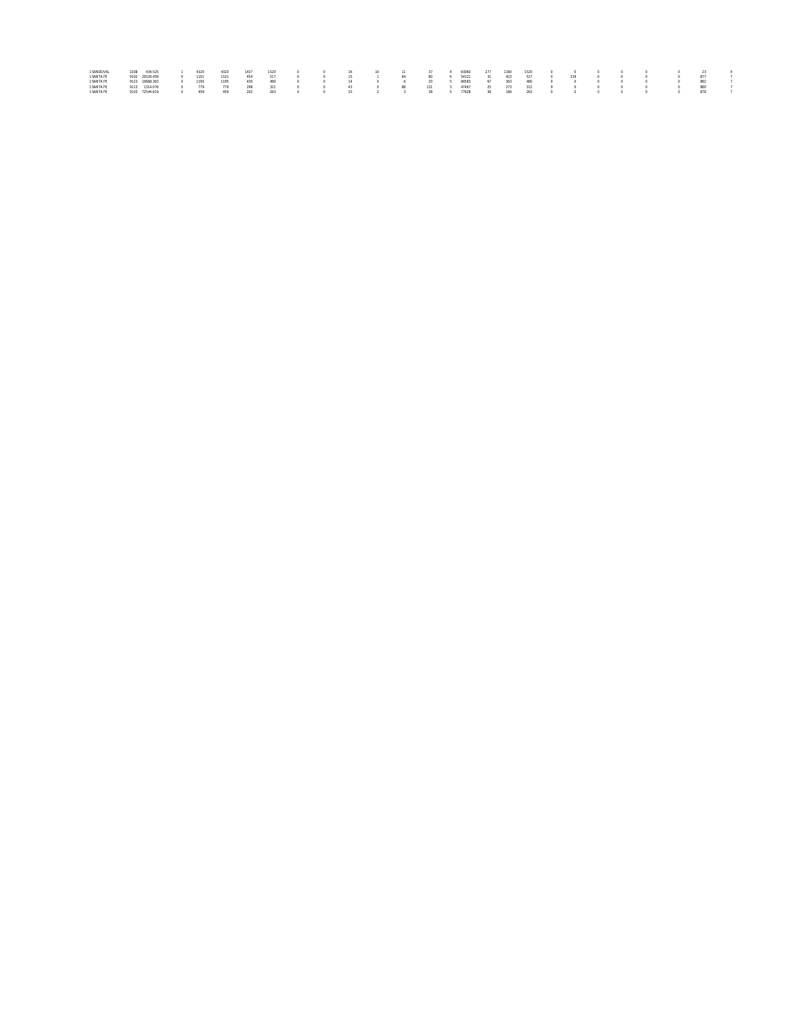| | | | | | | | | | | | | | | | | | | | | | | | | | | | | |
|---|---|---|---|---|---|---|---|---|---|---|---|---|---|---|---|---|---|---|---|---|---|---|---|---|---|---|---|---|
| 1 | SANDOVAL | 1038 | 434.525 | 1 | 4320 | 4320 | 1437 | 1520 | 0 | 0 | 16 | 10 | 11 | 37 | 4 | 63060 | 277 | 1160 | 1520 | 0 | 0 | 0 | 0 | 0 | 0 | 23 | 4 |
| 1 | SANTA FE | 9102 | 20526.459 | 0 | 1101 | 1101 | 454 | 517 | 0 | 0 | 15 | 1 | 64 | 80 | 4 | 54121 | 31 | 423 | 517 | 0 | 319 | 0 | 0 | 0 | 0 | 877 | 7 |
| 1 | SANTA FE | 9123 | 10668.363 | 0 | 1195 | 1195 | 430 | 480 | 0 | 0 | 14 | 0 | 6 | 20 | 5 | 84583 | 67 | 363 | 480 | 0 | 0 | 0 | 0 | 0 | 0 | 882 | 7 |
| 1 | SANTA FE | 9113 | 1314.076 | 0 | 779 | 779 | 298 | 321 | 0 | 0 | 43 | 0 | 88 | 131 | 3 | 47467 | 25 | 273 | 312 | 9 | 0 | 0 | 0 | 0 | 0 | 880 | 7 |
| 1 | SANTA FE | 9103 | 72544.619 | 0 | 459 | 459 | 202 | 263 | 0 | 0 | 33 | 2 | 3 | 38 | 5 | 77628 | 36 | 166 | 263 | 0 | 0 | 0 | 0 | 0 | 0 | 878 | 7 |